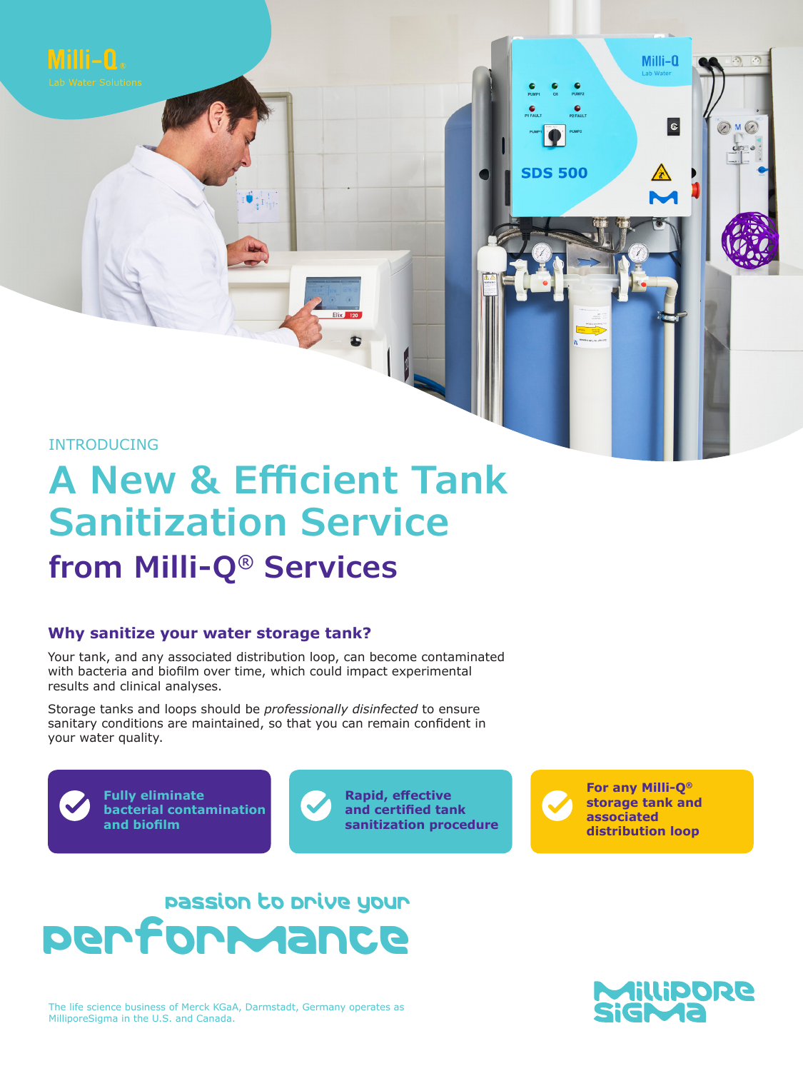Milli-Q®

Lab Water Solutions

INTRODUCING

# A New & Efficient Tank Sanitization Service

## from Milli-Q® Services

### Why sanitize your water storage tank?

Your tank, and any associated distribution loop, can become contaminated with bacteria and biofilm over time, which could impact experimental results and clinical analyses.

Storage tanks and loops should be *professionally disinfected* to ensure sanitary conditions are maintained, so that you can remain confident in your water quality.

- **Fully eliminate bacterial contamination and biofilm**
- **Rapid, effective and certified tank sanitization procedure**
- **For any Milli-Q® storage tank and associated distribution loop**

passion to drive your performance

The life science business of Merck KGaA, Darmstadt, Germany operates as MilliporeSigma in the U.S. and Canada.

MilliporeSigma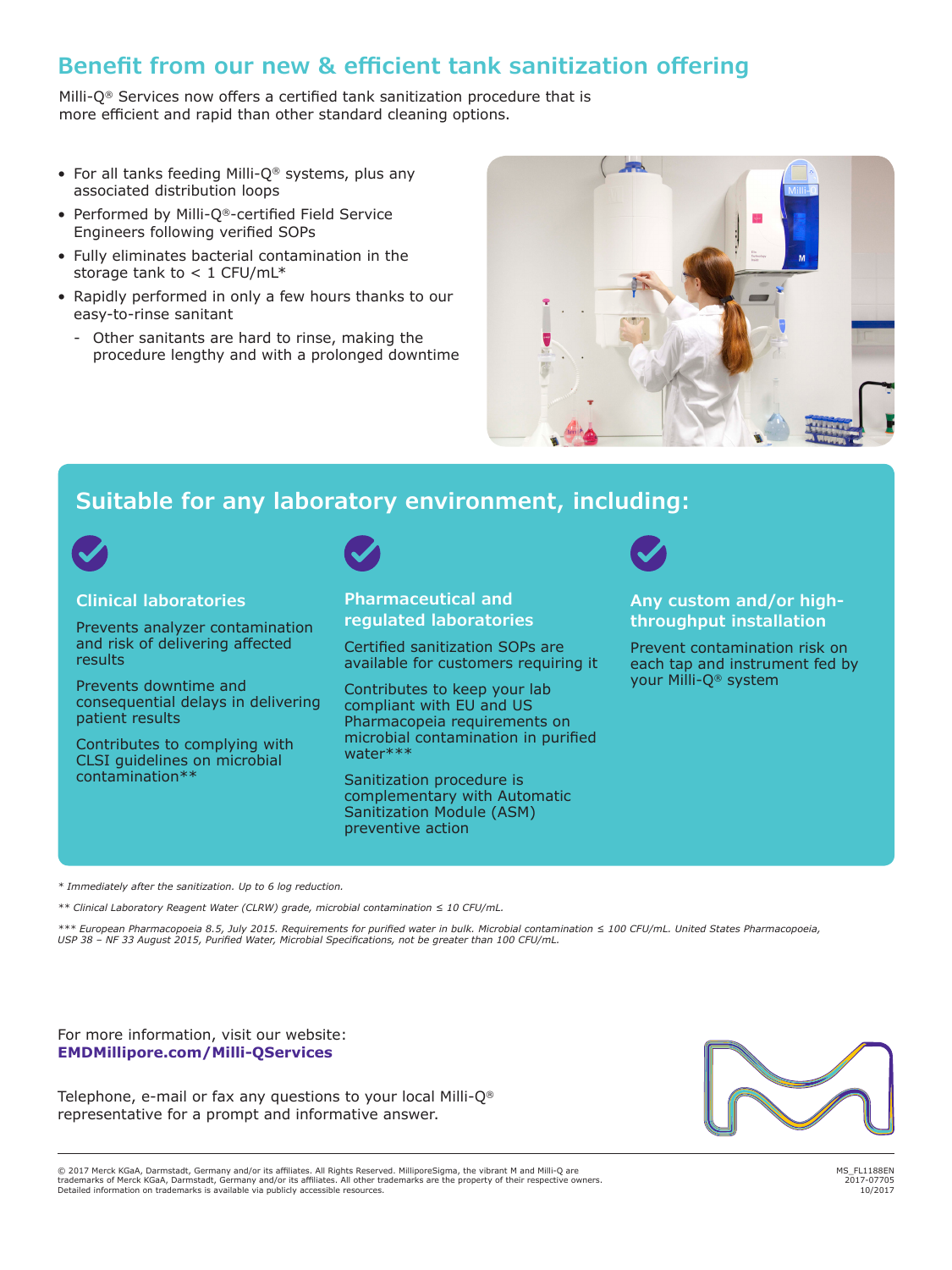# Benefit from our new & efficient tank sanitization offering

Milli-Q® Services now offers a certified tank sanitization procedure that is more efficient and rapid than other standard cleaning options.

- For all tanks feeding Milli-Q® systems, plus any associated distribution loops
- Performed by Milli-Q®-certified Field Service Engineers following verified SOPs
- Fully eliminates bacterial contamination in the storage tank to < 1 CFU/mL*
- Rapidly performed in only a few hours thanks to our easy-to-rinse sanitant
  - Other sanitants are hard to rinse, making the procedure lengthy and with a prolonged downtime

## Suitable for any laboratory environment, including:

### Clinical laboratories

Prevents analyzer contamination and risk of delivering affected results

Prevents downtime and consequential delays in delivering patient results

Contributes to complying with CLSI guidelines on microbial contamination**

### Pharmaceutical and regulated laboratories

Certified sanitization SOPs are available for customers requiring it

Contributes to keep your lab compliant with EU and US Pharmacopeia requirements on microbial contamination in purified water***

Sanitization procedure is complementary with Automatic Sanitization Module (ASM) preventive action

### Any custom and/or high-throughput installation

Prevent contamination risk on each tap and instrument fed by your Milli-Q® system

*\* Immediately after the sanitization. Up to 6 log reduction.*

*\*\* Clinical Laboratory Reagent Water (CLRW) grade, microbial contamination ≤ 10 CFU/mL.*

*\*\*\* European Pharmacopoeia 8.5, July 2015. Requirements for purified water in bulk. Microbial contamination ≤ 100 CFU/mL. United States Pharmacopoeia, USP 38 – NF 33 August 2015, Purified Water, Microbial Specifications, not be greater than 100 CFU/mL.*

For more information, visit our website:
**EMDMillipore.com/Milli-QServices**

Telephone, e-mail or fax any questions to your local Milli-Q® representative for a prompt and informative answer.

© 2017 Merck KGaA, Darmstadt, Germany and/or its affiliates. All Rights Reserved. MilliporeSigma, the vibrant M and Milli-Q are trademarks of Merck KGaA, Darmstadt, Germany and/or its affiliates. All other trademarks are the property of their respective owners. Detailed information on trademarks is available via publicly accessible resources.

MS_FL1188EN
2017-07705
10/2017